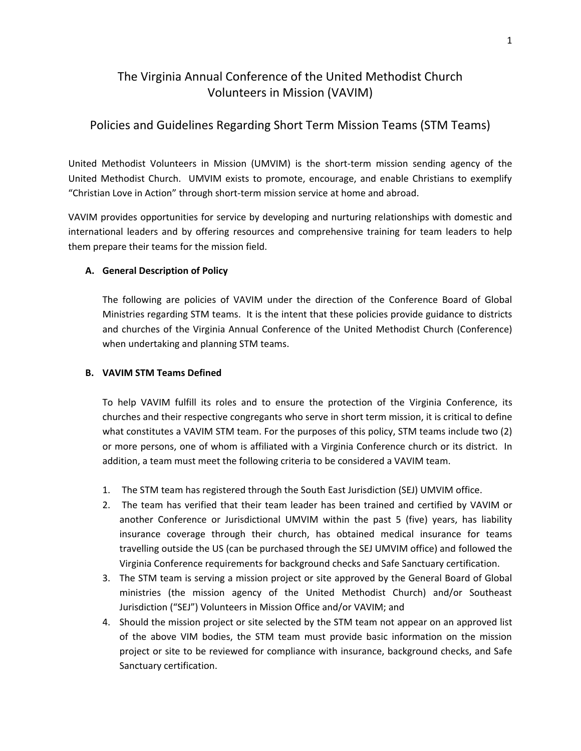# The Virginia Annual Conference of the United Methodist Church
# Volunteers in Mission (VAVIM)

## Policies and Guidelines Regarding Short Term Mission Teams (STM Teams)

United Methodist Volunteers in Mission (UMVIM) is the short-term mission sending agency of the United Methodist Church. UMVIM exists to promote, encourage, and enable Christians to exemplify "Christian Love in Action" through short-term mission service at home and abroad.

VAVIM provides opportunities for service by developing and nurturing relationships with domestic and international leaders and by offering resources and comprehensive training for team leaders to help them prepare their teams for the mission field.

### A. General Description of Policy

The following are policies of VAVIM under the direction of the Conference Board of Global Ministries regarding STM teams. It is the intent that these policies provide guidance to districts and churches of the Virginia Annual Conference of the United Methodist Church (Conference) when undertaking and planning STM teams.

### B. VAVIM STM Teams Defined

To help VAVIM fulfill its roles and to ensure the protection of the Virginia Conference, its churches and their respective congregants who serve in short term mission, it is critical to define what constitutes a VAVIM STM team. For the purposes of this policy, STM teams include two (2) or more persons, one of whom is affiliated with a Virginia Conference church or its district. In addition, a team must meet the following criteria to be considered a VAVIM team.

1. The STM team has registered through the South East Jurisdiction (SEJ) UMVIM office.
2. The team has verified that their team leader has been trained and certified by VAVIM or another Conference or Jurisdictional UMVIM within the past 5 (five) years, has liability insurance coverage through their church, has obtained medical insurance for teams travelling outside the US (can be purchased through the SEJ UMVIM office) and followed the Virginia Conference requirements for background checks and Safe Sanctuary certification.
3. The STM team is serving a mission project or site approved by the General Board of Global ministries (the mission agency of the United Methodist Church) and/or Southeast Jurisdiction ("SEJ") Volunteers in Mission Office and/or VAVIM; and
4. Should the mission project or site selected by the STM team not appear on an approved list of the above VIM bodies, the STM team must provide basic information on the mission project or site to be reviewed for compliance with insurance, background checks, and Safe Sanctuary certification.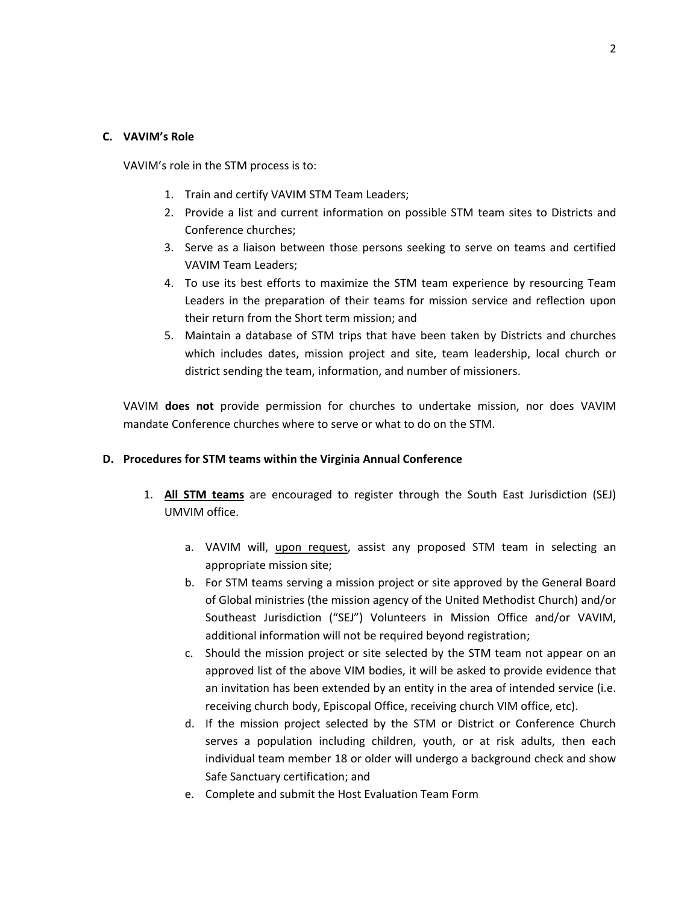### C. VAVIM's Role

VAVIM's role in the STM process is to:

1. Train and certify VAVIM STM Team Leaders;
2. Provide a list and current information on possible STM team sites to Districts and Conference churches;
3. Serve as a liaison between those persons seeking to serve on teams and certified VAVIM Team Leaders;
4. To use its best efforts to maximize the STM team experience by resourcing Team Leaders in the preparation of their teams for mission service and reflection upon their return from the Short term mission; and
5. Maintain a database of STM trips that have been taken by Districts and churches which includes dates, mission project and site, team leadership, local church or district sending the team, information, and number of missioners.

VAVIM **does not** provide permission for churches to undertake mission, nor does VAVIM mandate Conference churches where to serve or what to do on the STM.

### D. Procedures for STM teams within the Virginia Annual Conference

1. **<u>All STM teams</u>** are encouraged to register through the South East Jurisdiction (SEJ) UMVIM office.

    a. VAVIM will, <u>upon request</u>, assist any proposed STM team in selecting an appropriate mission site;

    b. For STM teams serving a mission project or site approved by the General Board of Global ministries (the mission agency of the United Methodist Church) and/or Southeast Jurisdiction ("SEJ") Volunteers in Mission Office and/or VAVIM, additional information will not be required beyond registration;

    c. Should the mission project or site selected by the STM team not appear on an approved list of the above VIM bodies, it will be asked to provide evidence that an invitation has been extended by an entity in the area of intended service (i.e. receiving church body, Episcopal Office, receiving church VIM office, etc).

    d. If the mission project selected by the STM or District or Conference Church serves a population including children, youth, or at risk adults, then each individual team member 18 or older will undergo a background check and show Safe Sanctuary certification; and

    e. Complete and submit the Host Evaluation Team Form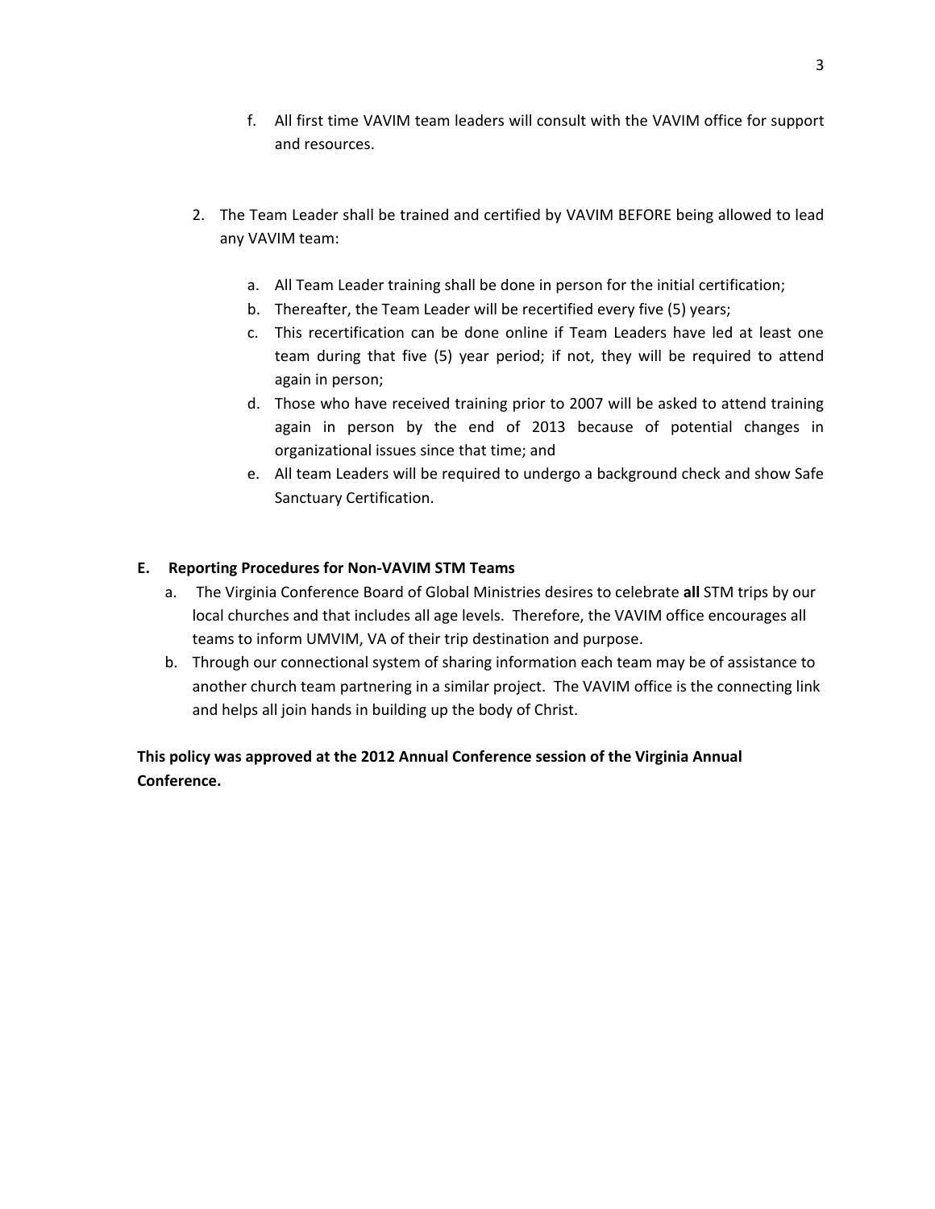f. All first time VAVIM team leaders will consult with the VAVIM office for support and resources.

2. The Team Leader shall be trained and certified by VAVIM BEFORE being allowed to lead any VAVIM team:

    a. All Team Leader training shall be done in person for the initial certification;
    b. Thereafter, the Team Leader will be recertified every five (5) years;
    c. This recertification can be done online if Team Leaders have led at least one team during that five (5) year period; if not, they will be required to attend again in person;
    d. Those who have received training prior to 2007 will be asked to attend training again in person by the end of 2013 because of potential changes in organizational issues since that time; and
    e. All team Leaders will be required to undergo a background check and show Safe Sanctuary Certification.

**E. Reporting Procedures for Non-VAVIM STM Teams**

a. The Virginia Conference Board of Global Ministries desires to celebrate **all** STM trips by our local churches and that includes all age levels. Therefore, the VAVIM office encourages all teams to inform UMVIM, VA of their trip destination and purpose.

b. Through our connectional system of sharing information each team may be of assistance to another church team partnering in a similar project. The VAVIM office is the connecting link and helps all join hands in building up the body of Christ.

**This policy was approved at the 2012 Annual Conference session of the Virginia Annual Conference.**